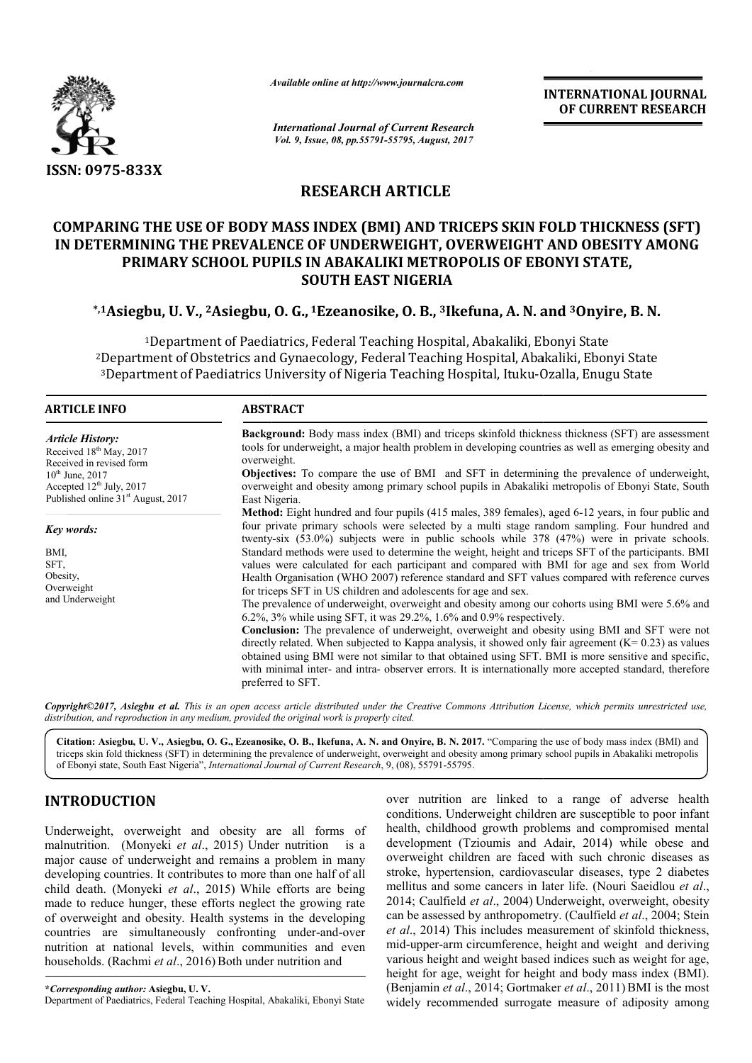*Available online at http://www.journalcra.com*

*International Journal of Current Research*
*Vol. 9, Issue, 08, pp.55791-55795, August, 2017*

**INTERNATIONAL JOURNAL OF CURRENT RESEARCH**

ISSN: 0975-833X

## RESEARCH ARTICLE

# COMPARING THE USE OF BODY MASS INDEX (BMI) AND TRICEPS SKIN FOLD THICKNESS (SFT) IN DETERMINING THE PREVALENCE OF UNDERWEIGHT, OVERWEIGHT AND OBESITY AMONG PRIMARY SCHOOL PUPILS IN ABAKALIKI METROPOLIS OF EBONYI STATE, SOUTH EAST NIGERIA

**[*,1]Asiegbu, U. V., [2]Asiegbu, O. G., [1]Ezeanosike, O. B., [3]Ikefuna, A. N. and [3]Onyire, B. N.**

[1]Department of Paediatrics, Federal Teaching Hospital, Abakaliki, Ebonyi State
[2]Department of Obstetrics and Gynaecology, Federal Teaching Hospital, Abakaliki, Ebonyi State
[3]Department of Paediatrics University of Nigeria Teaching Hospital, Ituku-Ozalla, Enugu State

### ARTICLE INFO

*Article History:*
Received 18th May, 2017
Received in revised form
10th June, 2017
Accepted 12th July, 2017
Published online 31st August, 2017

*Key words:*
BMI,
SFT,
Obesity,
Overweight
and Underweight

### ABSTRACT

**Background:** Body mass index (BMI) and triceps skinfold thickness thickness (SFT) are assessment tools for underweight, a major health problem in developing countries as well as emerging obesity and overweight.

**Objectives:** To compare the use of BMI and SFT in determining the prevalence of underweight, overweight and obesity among primary school pupils in Abakaliki metropolis of Ebonyi State, South East Nigeria.

**Method:** Eight hundred and four pupils (415 males, 389 females), aged 6-12 years, in four public and four private primary schools were selected by a multi stage random sampling. Four hundred and twenty-six (53.0%) subjects were in public schools while 378 (47%) were in private schools. Standard methods were used to determine the weight, height and triceps SFT of the participants. BMI values were calculated for each participant and compared with BMI for age and sex from World Health Organisation (WHO 2007) reference standard and SFT values compared with reference curves for triceps SFT in US children and adolescents for age and sex.

The prevalence of underweight, overweight and obesity among our cohorts using BMI were 5.6% and 6.2%, 3% while using SFT, it was 29.2%, 1.6% and 0.9% respectively.

**Conclusion:** The prevalence of underweight, overweight and obesity using BMI and SFT were not directly related. When subjected to Kappa analysis, it showed only fair agreement (K= 0.23) as values obtained using BMI were not similar to that obtained using SFT. BMI is more sensitive and specific, with minimal inter- and intra- observer errors. It is internationally more accepted standard, therefore preferred to SFT.

*Copyright©2017, Asiegbu et al. This is an open access article distributed under the Creative Commons Attribution License, which permits unrestricted use, distribution, and reproduction in any medium, provided the original work is properly cited.*

**Citation: Asiegbu, U. V., Asiegbu, O. G., Ezeanosike, O. B., Ikefuna, A. N. and Onyire, B. N. 2017.** "Comparing the use of body mass index (BMI) and triceps skin fold thickness (SFT) in determining the prevalence of underweight, overweight and obesity among primary school pupils in Abakaliki metropolis of Ebonyi state, South East Nigeria", *International Journal of Current Research*, 9, (08), 55791-55795.

## INTRODUCTION

Underweight, overweight and obesity are all forms of malnutrition. (Monyeki *et al*., 2015) Under nutrition is a major cause of underweight and remains a problem in many developing countries. It contributes to more than one half of all child death. (Monyeki *et al*., 2015) While efforts are being made to reduce hunger, these efforts neglect the growing rate of overweight and obesity. Health systems in the developing countries are simultaneously confronting under-and-over nutrition at national levels, within communities and even households. (Rachmi *et al*., 2016) Both under nutrition and over nutrition are linked to a range of adverse health conditions. Underweight children are susceptible to poor infant health, childhood growth problems and compromised mental development (Tzioumis and Adair, 2014) while obese and overweight children are faced with such chronic diseases as stroke, hypertension, cardiovascular diseases, type 2 diabetes mellitus and some cancers in later life. (Nouri Saeidlou *et al*., 2014; Caulfield *et al*., 2004) Underweight, overweight, obesity can be assessed by anthropometry. (Caulfield *et al*., 2004; Stein *et al*., 2014) This includes measurement of skinfold thickness, mid-upper-arm circumference, height and weight and deriving various height and weight based indices such as weight for age, height for age, weight for height and body mass index (BMI). (Benjamin *et al*., 2014; Gortmaker *et al*., 2011) BMI is the most widely recommended surrogate measure of adiposity among

**\*Corresponding author: Asiegbu, U. V.**
Department of Paediatrics, Federal Teaching Hospital, Abakaliki, Ebonyi State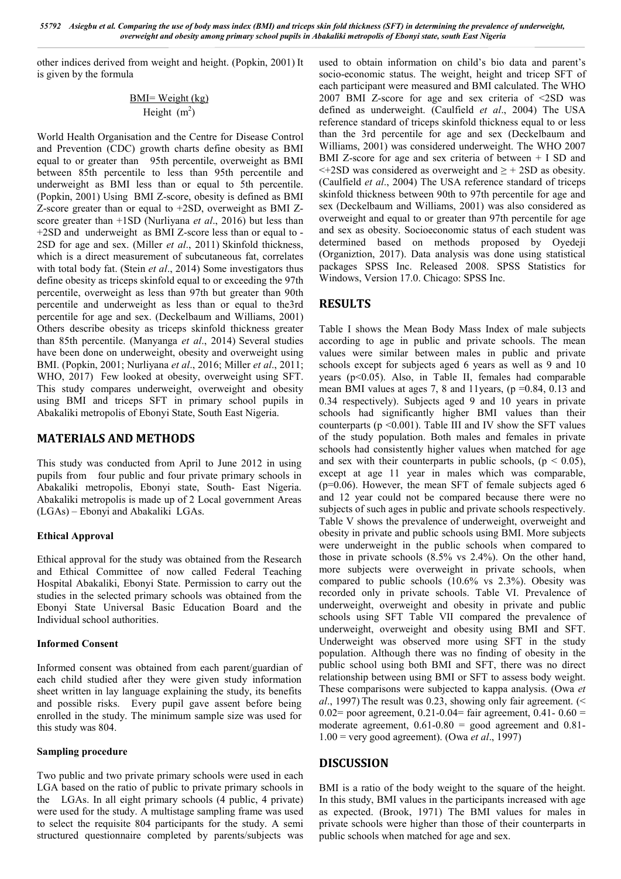other indices derived from weight and height. (Popkin, 2001) It is given by the formula

$$BMI = \frac{Weight\ (kg)}{Height\ (m^2)}$$

World Health Organisation and the Centre for Disease Control and Prevention (CDC) growth charts define obesity as BMI equal to or greater than 95th percentile, overweight as BMI between 85th percentile to less than 95th percentile and underweight as BMI less than or equal to 5th percentile. (Popkin, 2001) Using BMI Z-score, obesity is defined as BMI Z-score greater than or equal to +2SD, overweight as BMI Z-score greater than +1SD (Nurliyana *et al*., 2016) but less than +2SD and underweight as BMI Z-score less than or equal to -2SD for age and sex. (Miller *et al*., 2011) Skinfold thickness, which is a direct measurement of subcutaneous fat, correlates with total body fat. (Stein *et al*., 2014) Some investigators thus define obesity as triceps skinfold equal to or exceeding the 97th percentile, overweight as less than 97th but greater than 90th percentile and underweight as less than or equal to the3rd percentile for age and sex. (Deckelbaum and Williams, 2001) Others describe obesity as triceps skinfold thickness greater than 85th percentile. (Manyanga *et al*., 2014) Several studies have been done on underweight, obesity and overweight using BMI. (Popkin, 2001; Nurliyana *et al*., 2016; Miller *et al*., 2011; WHO, 2017) Few looked at obesity, overweight using SFT. This study compares underweight, overweight and obesity using BMI and triceps SFT in primary school pupils in Abakaliki metropolis of Ebonyi State, South East Nigeria.

## MATERIALS AND METHODS

This study was conducted from April to June 2012 in using pupils from four public and four private primary schools in Abakaliki metropolis, Ebonyi state, South- East Nigeria. Abakaliki metropolis is made up of 2 Local government Areas (LGAs) – Ebonyi and Abakaliki LGAs.

### Ethical Approval

Ethical approval for the study was obtained from the Research and Ethical Committee of now called Federal Teaching Hospital Abakaliki, Ebonyi State. Permission to carry out the studies in the selected primary schools was obtained from the Ebonyi State Universal Basic Education Board and the Individual school authorities.

### Informed Consent

Informed consent was obtained from each parent/guardian of each child studied after they were given study information sheet written in lay language explaining the study, its benefits and possible risks. Every pupil gave assent before being enrolled in the study. The minimum sample size was used for this study was 804.

### Sampling procedure

Two public and two private primary schools were used in each LGA based on the ratio of public to private primary schools in the LGAs. In all eight primary schools (4 public, 4 private) were used for the study. A multistage sampling frame was used to select the requisite 804 participants for the study. A semi structured questionnaire completed by parents/subjects was used to obtain information on child's bio data and parent's socio-economic status. The weight, height and tricep SFT of each participant were measured and BMI calculated. The WHO 2007 BMI Z-score for age and sex criteria of <2SD was defined as underweight. (Caulfield *et al*., 2004) The USA reference standard of triceps skinfold thickness equal to or less than the 3rd percentile for age and sex (Deckelbaum and Williams, 2001) was considered underweight. The WHO 2007 BMI Z-score for age and sex criteria of between + I SD and <+2SD was considered as overweight and ≥ + 2SD as obesity. (Caulfield *et al*., 2004) The USA reference standard of triceps skinfold thickness between 90th to 97th percentile for age and sex (Deckelbaum and Williams, 2001) was also considered as overweight and equal to or greater than 97th percentile for age and sex as obesity. Socioeconomic status of each student was determined based on methods proposed by Oyedeji (Organiztion, 2017). Data analysis was done using statistical packages SPSS Inc. Released 2008. SPSS Statistics for Windows, Version 17.0. Chicago: SPSS Inc.

## RESULTS

Table I shows the Mean Body Mass Index of male subjects according to age in public and private schools. The mean values were similar between males in public and private schools except for subjects aged 6 years as well as 9 and 10 years ($p<0.05$). Also, in Table II, females had comparable mean BMI values at ages 7, 8 and 11years, ($p =0.84$, 0.13 and 0.34 respectively). Subjects aged 9 and 10 years in private schools had significantly higher BMI values than their counterparts ($p <0.001$). Table III and IV show the SFT values of the study population. Both males and females in private schools had consistently higher values when matched for age and sex with their counterparts in public schools, ($p < 0.05$), except at age 11 year in males which was comparable, ($p=0.06$). However, the mean SFT of female subjects aged 6 and 12 year could not be compared because there were no subjects of such ages in public and private schools respectively. Table V shows the prevalence of underweight, overweight and obesity in private and public schools using BMI. More subjects were underweight in the public schools when compared to those in private schools (8.5% vs 2.4%). On the other hand, more subjects were overweight in private schools, when compared to public schools (10.6% vs 2.3%). Obesity was recorded only in private schools. Table VI. Prevalence of underweight, overweight and obesity in private and public schools using SFT Table VII compared the prevalence of underweight, overweight and obesity using BMI and SFT. Underweight was observed more using SFT in the study population. Although there was no finding of obesity in the public school using both BMI and SFT, there was no direct relationship between using BMI or SFT to assess body weight. These comparisons were subjected to kappa analysis. (Owa *et al*., 1997) The result was 0.23, showing only fair agreement. (< 0.02= poor agreement, 0.21-0.04= fair agreement, 0.41- 0.60 = moderate agreement, 0.61-0.80 = good agreement and 0.81-1.00 = very good agreement). (Owa *et al*., 1997)

## DISCUSSION

BMI is a ratio of the body weight to the square of the height. In this study, BMI values in the participants increased with age as expected. (Brook, 1971) The BMI values for males in private schools were higher than those of their counterparts in public schools when matched for age and sex.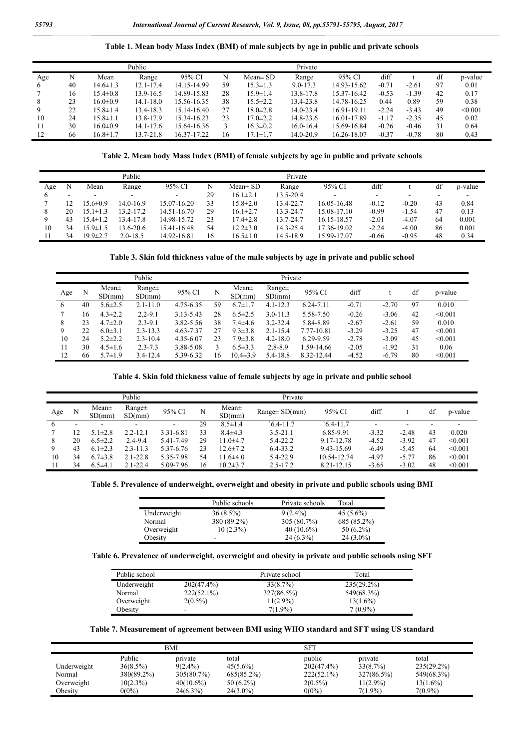**Table 1. Mean body Mass Index (BMI) of male subjects by age in public and private schools**

| | Public | | | | Private | | | | | | | |
|---|---|---|---|---|---|---|---|---|---|---|---|---|
| Age | N | Mean | Range | 95% CI | N | Mean± SD | Range | 95% CI | diff | t | df | p-value |
| 6 | 40 | 14.6±1.3 | 12.1-17.4 | 14.15-14.99 | 59 | 15.3±1.3 | 9.0-17.3 | 14.93-15.62 | -0.71 | -2.61 | 97 | 0.01 |
| 7 | 16 | 15.4±0.8 | 13.9-16.5 | 14.89-15.83 | 28 | 15.9±1.4 | 13.8-17.8 | 15.37-16.42 | -0.53 | -1.39 | 42 | 0.17 |
| 8 | 23 | 16.0±0.9 | 14.1-18.0 | 15.56-16.35 | 38 | 15.5±2.2 | 13.4-23.8 | 14.78-16.25 | 0.44 | 0.89 | 59 | 0.38 |
| 9 | 22 | 15.8±1.4 | 13.4-18.3 | 15.14-16.40 | 27 | 18.0±2.8 | 14.0-23.4 | 16.91-19.11 | -2.24 | -3.43 | 49 | <0.001 |
| 10 | 24 | 15.8±1.1 | 13.8-17.9 | 15.34-16.23 | 23 | 17.0±2.2 | 14.8-23.6 | 16.01-17.89 | -1.17 | -2.35 | 45 | 0.02 |
| 11 | 30 | 16.0±0.9 | 14.1-17.6 | 15.64-16.36 | 3 | 16.3±0.2 | 16.0-16.4 | 15.69-16.84 | -0.26 | -0.46 | 31 | 0.64 |
| 12 | 66 | 16.8±1.7 | 13.7-21.8 | 16.37-17.22 | 16 | 17.1±1.7 | 14.0-20.9 | 16.26-18.07 | -0.37 | -0.78 | 80 | 0.43 |

**Table 2. Mean body Mass Index (BMI) of female subjects by age in public and private schools**

| | Public | | | | Private | | | | | | | |
|---|---|---|---|---|---|---|---|---|---|---|---|---|
| Age | N | Mean | Range | 95% CI | N | Mean± SD | Range | 95% CI | diff | t | df | p-value |
| 6 | - | - | - | - | 29 | 16.1±2.1 | 13.5-20.4 | - | - | - | - | - |
| 7 | 12 | 15.6±0.9 | 14.0-16.9 | 15.07-16.20 | 33 | 15.8±2.0 | 13.4-22.7 | 16.05-16.48 | -0.12 | -0.20 | 43 | 0.84 |
| 8 | 20 | 15.1±1.3 | 13.2-17.2 | 14.51-16.70 | 29 | 16.1±2.7 | 13.3-24.7 | 15.08-17.10 | -0.99 | -1.54 | 47 | 0.13 |
| 9 | 43 | 15.4±1.2 | 13.4-17.8 | 14.98-15.72 | 23 | 17.4±2.8 | 13.7-24.7 | 16.15-18.57 | -2.01 | -4.07 | 64 | 0.001 |
| 10 | 34 | 15.9±1.5 | 13.6-20.6 | 15.41-16.48 | 54 | 12.2±3.0 | 14.3-25.4 | 17.36-19.02 | -2.24 | -4.00 | 86 | 0.001 |
| 11 | 34 | 19.9±2.7 | 2.0-18.5 | 14.92-16.81 | 16 | 16.5±1.0 | 14.5-18.9 | 15.99-17.07 | -0.66 | -0.95 | 48 | 0.34 |

**Table 3. Skin fold thickness value of the male subjects by age in private and public school**

| | Public | | | | Private | | | | | | | |
|---|---|---|---|---|---|---|---|---|---|---|---|---|
| Age | N | Mean± SD(mm) | Range± SD(mm) | 95% CI | N | Mean± SD(mm) | Range± SD(mm) | 95% CI | diff | t | df | p-value |
| 6 | 40 | 5.6±2.5 | 2.1-11.0 | 4.75-6.35 | 59 | 6.7±1.7 | 4.1-12.3 | 6.24-7.11 | -0.71 | -2.70 | 97 | 0.010 |
| 7 | 16 | 4.3±2.2 | 2.2-9.1 | 3.13-5.43 | 28 | 6.5±2.5 | 3.0-11.3 | 5.58-7.50 | -0.26 | -3.06 | 42 | <0.001 |
| 8 | 23 | 4.7±2.0 | 2.3-9.1 | 3.82-5.56 | 38 | 7.4±4.6 | 3.2-32.4 | 5.84-8.89 | -2.67 | -2.61 | 59 | 0.010 |
| 9 | 22 | 6.0±3.1 | 2.3-13.3 | 4.63-7.37 | 27 | 9.3±3.8 | 2.1-15.4 | 7.77-10.81 | -3.29 | -3.25 | 47 | <0.001 |
| 10 | 24 | 5.2±2.2 | 2.3-10.4 | 4.35-6.07 | 23 | 7.9±3.8 | 4.2-18.0 | 6.29-9.59 | -2.78 | -3.09 | 45 | <0.001 |
| 11 | 30 | 4.5±1.6 | 2.3-7.3 | 3.88-5.08 | 3 | 6.5±3.3 | 2.8-8.9 | 1.59-14.66 | -2.05 | -1.92 | 31 | 0.06 |
| 12 | 66 | 5.7±1.9 | 3.4-12.4 | 5.39-6.32 | 16 | 10.4±3.9 | 5.4-18.8 | 8.32-12.44 | -4.52 | -6.79 | 80 | <0.001 |

**Table 4. Skin fold thickness value of female subjects by age in private and public school**

| | Public | | | | Private | | | | | | | |
|---|---|---|---|---|---|---|---|---|---|---|---|---|
| Age | N | Mean± SD(mm) | Range± SD(mm) | 95% CI | N | Mean± SD(mm) | Range± SD(mm) | 95% CI | diff | t | df | p-value |
| 6 | - | - | - | - | 29 | 8.5±1.4 | `6.4-11.7 | `6.4-11.7 | - | - | - | - |
| 7 | 12 | 5.1±2.8 | 2.2-12.1 | 3.31-6.81 | 33 | 8.4±4.3 | 3.5-21.1 | 6.85-9.91 | -3.32 | -2.48 | 43 | 0.020 |
| 8 | 20 | 6.5±2.2 | 2.4-9.4 | 5.41-7.49 | 29 | 11.0±4.7 | 5.4-22.2 | 9.17-12.78 | -4.52 | -3.92 | 47 | <0.001 |
| 9 | 43 | 6.1±2.3 | 2.3-11.3 | 5.37-6.76 | 23 | 12.6±7.2 | 6.4-33.2 | 9.43-15.69 | -6.49 | -5.45 | 64 | <0.001 |
| 10 | 34 | 6.7±3.8 | 2.1-22.8 | 5.35-7.98 | 54 | 11.6±4.0 | 5.4-22.9 | 10.54-12.74 | -4.97 | -5.77 | 86 | <0.001 |
| 11 | 34 | 6.5±4.1 | 2.1-22.4 | 5.09-7.96 | 16 | 10.2±3.7 | 2.5-17.2 | 8.21-12.15 | -3.65 | -3.02 | 48 | <0.001 |

**Table 5. Prevalence of underweight, overweight and obesity in private and public schools using BMI**

| | Public schools | Private schools | Total |
|---|---|---|---|
| Underweight | 36 (8.5%) | 9 (2.4%) | 45 (5.6%) |
| Normal | 380 (89.2%) | 305 (80.7%) | 685 (85.2%) |
| Overweight | 10 (2.3%) | 40 (10.6%) | 50 (6.2%) |
| Obesity | - | 24 (6.3%) | 24 (3.0%) |

**Table 6. Prevalence of underweight, overweight and obesity in private and public schools using SFT**

| Public school | | Private school | Total |
|---|---|---|---|
| Underweight | 202(47.4%) | 33(8.7%) | 235(29.2%) |
| Normal | 222(52.1%) | 327(86.5%) | 549(68.3%) |
| Overweight | 2(0.5%) | 11(2.9%) | 13(1.6%) |
| Obesity | - | 7(1.9%) | 7 (0.9%) |

**Table 7. Measurement of agreement between BMI using WHO standard and SFT using US standard**

| | BMI | | | SFT | | |
|---|---|---|---|---|---|---|
| | Public | private | total | public | private | total |
| Underweight | 36(8.5%) | 9(2.4%) | 45(5.6%) | 202(47.4%) | 33(8.7%) | 235(29.2%) |
| Normal | 380(89.2%) | 305(80.7%) | 685(85.2%) | 222(52.1%) | 327(86.5%) | 549(68.3%) |
| Overweight | 10(2.3%) | 40(10.6%) | 50 (6.2%) | 2(0.5%) | 11(2.9%) | 13(1.6%) |
| Obesity | 0(0%) | 24(6.3%) | 24(3.0%) | 0(0%) | 7(1.9%) | 7(0.9%) |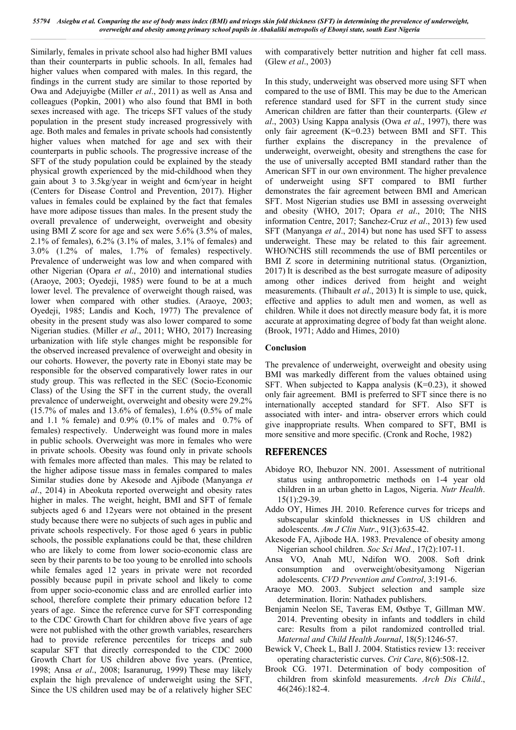Similarly, females in private school also had higher BMI values than their counterparts in public schools. In all, females had higher values when compared with males. In this regard, the findings in the current study are similar to those reported by Owa and Adejuyigbe (Miller *et al*., 2011) as well as Ansa and colleagues (Popkin, 2001) who also found that BMI in both sexes increased with age. The triceps SFT values of the study population in the present study increased progressively with age. Both males and females in private schools had consistently higher values when matched for age and sex with their counterparts in public schools. The progressive increase of the SFT of the study population could be explained by the steady physical growth experienced by the mid-childhood when they gain about 3 to 3.5kg/year in weight and 6cm/year in height (Centers for Disease Control and Prevention, 2017). Higher values in females could be explained by the fact that females have more adipose tissues than males. In the present study the overall prevalence of underweight, overweight and obesity using BMI Z score for age and sex were 5.6% (3.5% of males, 2.1% of females), 6.2% (3.1% of males, 3.1% of females) and 3.0% (1.2% of males, 1.7% of females) respectively. Prevalence of underweight was low and when compared with other Nigerian (Opara *et al*., 2010) and international studies (Araoye, 2003; Oyedeji, 1985) were found to be at a much lower level. The prevalence of overweight though raised, was lower when compared with other studies. (Araoye, 2003; Oyedeji, 1985; Landis and Koch, 1977) The prevalence of obesity in the present study was also lower compared to some Nigerian studies. (Miller *et al*., 2011; WHO, 2017) Increasing urbanization with life style changes might be responsible for the observed increased prevalence of overweight and obesity in our cohorts. However, the poverty rate in Ebonyi state may be responsible for the observed comparatively lower rates in our study group. This was reflected in the SEC (Socio-Economic Class) of the Using the SFT in the current study, the overall prevalence of underweight, overweight and obesity were 29.2% (15.7% of males and 13.6% of females), 1.6% (0.5% of male and 1.1 % female) and 0.9% (0.1% of males and 0.7% of females) respectively. Underweight was found more in males in public schools. Overweight was more in females who were in private schools. Obesity was found only in private schools with females more affected than males. This may be related to the higher adipose tissue mass in females compared to males Similar studies done by Akesode and Ajibode (Manyanga *et al*., 2014) in Abeokuta reported overweight and obesity rates higher in males. The weight, height, BMI and SFT of female subjects aged 6 and 12years were not obtained in the present study because there were no subjects of such ages in public and private schools respectively. For those aged 6 years in public schools, the possible explanations could be that, these children who are likely to come from lower socio-economic class are seen by their parents to be too young to be enrolled into schools while females aged 12 years in private were not recorded possibly because pupil in private school and likely to come from upper socio-economic class and are enrolled earlier into school, therefore complete their primary education before 12 years of age. Since the reference curve for SFT corresponding to the CDC Growth Chart for children above five years of age were not published with the other growth variables, researchers had to provide reference percentiles for triceps and sub scapular SFT that directly corresponded to the CDC 2000 Growth Chart for US children above five years. (Prentice, 1998; Ansa *et al*., 2008; Isaranurug, 1999) These may likely explain the high prevalence of underweight using the SFT, Since the US children used may be of a relatively higher SEC with comparatively better nutrition and higher fat cell mass. (Glew *et al*., 2003)

In this study, underweight was observed more using SFT when compared to the use of BMI. This may be due to the American reference standard used for SFT in the current study since American children are fatter than their counterparts. (Glew *et al*., 2003) Using Kappa analysis (Owa *et al*., 1997), there was only fair agreement (K=0.23) between BMI and SFT. This further explains the discrepancy in the prevalence of underweight, overweight, obesity and strengthens the case for the use of universally accepted BMI standard rather than the American SFT in our own environment. The higher prevalence of underweight using SFT compared to BMI further demonstrates the fair agreement between BMI and American SFT. Most Nigerian studies use BMI in assessing overweight and obesity (WHO, 2017; Opara *et al*., 2010; The NHS information Centre, 2017; Sanchez-Cruz *et al*., 2013) few used SFT (Manyanga *et al*., 2014) but none has used SFT to assess underweight. These may be related to this fair agreement. WHO/NCHS still recommends the use of BMI percentiles or BMI Z score in determining nutritional status. (Organiztion, 2017) It is described as the best surrogate measure of adiposity among other indices derived from height and weight measurements. (Thibault *et al*., 2013) It is simple to use, quick, effective and applies to adult men and women, as well as children. While it does not directly measure body fat, it is more accurate at approximating degree of body fat than weight alone. (Brook, 1971; Addo and Himes, 2010)

## Conclusion

The prevalence of underweight, overweight and obesity using BMI was markedly different from the values obtained using SFT. When subjected to Kappa analysis (K=0.23), it showed only fair agreement. BMI is preferred to SFT since there is no internationally accepted standard for SFT. Also SFT is associated with inter- and intra- observer errors which could give inappropriate results. When compared to SFT, BMI is more sensitive and more specific. (Cronk and Roche, 1982)

## REFERENCES

Abidoye RO, Ihebuzor NN. 2001. Assessment of nutritional status using anthropometric methods on 1-4 year old children in an urban ghetto in Lagos, Nigeria. *Nutr Health*. 15(1):29-39.

Addo OY, Himes JH. 2010. Reference curves for triceps and subscapular skinfold thicknesses in US children and adolescents. *Am J Clin Nutr*., 91(3):635-42.

Akesode FA, Ajibode HA. 1983. Prevalence of obesity among Nigerian school children. *Soc Sci Med*., 17(2):107-11.

Ansa VO, Anah MU, Ndifon WO. 2008. Soft drink consumption and overweight/obesityamong Nigerian adolescents. *CVD Prevention and Control*, 3:191-6.

Araoye MO. 2003. Subject selection and sample size determination. Ilorin: Nathadex publishers.

Benjamin Neelon SE, Taveras EM, Østbye T, Gillman MW. 2014. Preventing obesity in infants and toddlers in child care: Results from a pilot randomized controlled trial. *Maternal and Child Health Journal*, 18(5):1246-57.

Bewick V, Cheek L, Ball J. 2004. Statistics review 13: receiver operating characteristic curves. *Crit Care*, 8(6):508-12.

Brook CG. 1971. Determination of body composition of children from skinfold measurements. *Arch Dis Child*., 46(246):182-4.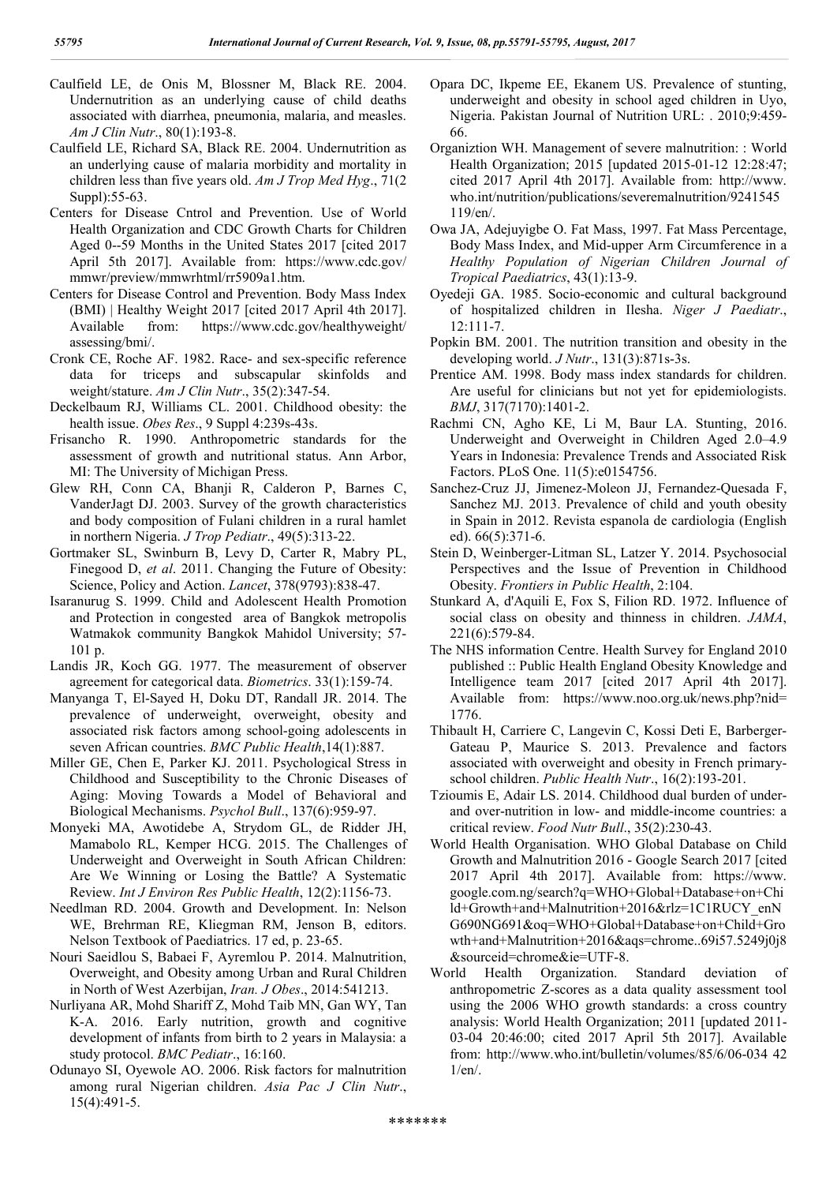Caulfield LE, de Onis M, Blossner M, Black RE. 2004. Undernutrition as an underlying cause of child deaths associated with diarrhea, pneumonia, malaria, and measles. *Am J Clin Nutr*., 80(1):193-8.

Caulfield LE, Richard SA, Black RE. 2004. Undernutrition as an underlying cause of malaria morbidity and mortality in children less than five years old. *Am J Trop Med Hyg*., 71(2 Suppl):55-63.

Centers for Disease Cntrol and Prevention. Use of World Health Organization and CDC Growth Charts for Children Aged 0--59 Months in the United States 2017 [cited 2017 April 5th 2017]. Available from: https://www.cdc.gov/mmwr/preview/mmwrhtml/rr5909a1.htm.

Centers for Disease Control and Prevention. Body Mass Index (BMI) | Healthy Weight 2017 [cited 2017 April 4th 2017]. Available from: https://www.cdc.gov/healthyweight/assessing/bmi/.

Cronk CE, Roche AF. 1982. Race- and sex-specific reference data for triceps and subscapular skinfolds and weight/stature. *Am J Clin Nutr*., 35(2):347-54.

Deckelbaum RJ, Williams CL. 2001. Childhood obesity: the health issue. *Obes Res*., 9 Suppl 4:239s-43s.

Frisancho R. 1990. Anthropometric standards for the assessment of growth and nutritional status. Ann Arbor, MI: The University of Michigan Press.

Glew RH, Conn CA, Bhanji R, Calderon P, Barnes C, VanderJagt DJ. 2003. Survey of the growth characteristics and body composition of Fulani children in a rural hamlet in northern Nigeria. *J Trop Pediatr*., 49(5):313-22.

Gortmaker SL, Swinburn B, Levy D, Carter R, Mabry PL, Finegood D, *et al*. 2011. Changing the Future of Obesity: Science, Policy and Action. *Lancet*, 378(9793):838-47.

Isaranurug S. 1999. Child and Adolescent Health Promotion and Protection in congested area of Bangkok metropolis Watmakok community Bangkok Mahidol University; 57-101 p.

Landis JR, Koch GG. 1977. The measurement of observer agreement for categorical data. *Biometrics*. 33(1):159-74.

Manyanga T, El-Sayed H, Doku DT, Randall JR. 2014. The prevalence of underweight, overweight, obesity and associated risk factors among school-going adolescents in seven African countries. *BMC Public Health*,14(1):887.

Miller GE, Chen E, Parker KJ. 2011. Psychological Stress in Childhood and Susceptibility to the Chronic Diseases of Aging: Moving Towards a Model of Behavioral and Biological Mechanisms. *Psychol Bull*., 137(6):959-97.

Monyeki MA, Awotidebe A, Strydom GL, de Ridder JH, Mamabolo RL, Kemper HCG. 2015. The Challenges of Underweight and Overweight in South African Children: Are We Winning or Losing the Battle? A Systematic Review. *Int J Environ Res Public Health*, 12(2):1156-73.

Needlman RD. 2004. Growth and Development. In: Nelson WE, Brehrman RE, Kliegman RM, Jenson B, editors. Nelson Textbook of Paediatrics. 17 ed, p. 23-65.

Nouri Saeidlou S, Babaei F, Ayremlou P. 2014. Malnutrition, Overweight, and Obesity among Urban and Rural Children in North of West Azerbijan, *Iran. J Obes*., 2014:541213.

Nurliyana AR, Mohd Shariff Z, Mohd Taib MN, Gan WY, Tan K-A. 2016. Early nutrition, growth and cognitive development of infants from birth to 2 years in Malaysia: a study protocol. *BMC Pediatr*., 16:160.

Odunayo SI, Oyewole AO. 2006. Risk factors for malnutrition among rural Nigerian children. *Asia Pac J Clin Nutr*., 15(4):491-5.

Opara DC, Ikpeme EE, Ekanem US. Prevalence of stunting, underweight and obesity in school aged children in Uyo, Nigeria. Pakistan Journal of Nutrition URL: . 2010;9:459-66.

Organiztion WH. Management of severe malnutrition: : World Health Organization; 2015 [updated 2015-01-12 12:28:47; cited 2017 April 4th 2017]. Available from: http://www.who.int/nutrition/publications/severemalnutrition/9241545119/en/.

Owa JA, Adejuyigbe O. Fat Mass, 1997. Fat Mass Percentage, Body Mass Index, and Mid-upper Arm Circumference in a *Healthy Population of Nigerian Children Journal of Tropical Paediatrics*, 43(1):13-9.

Oyedeji GA. 1985. Socio-economic and cultural background of hospitalized children in Ilesha. *Niger J Paediatr*., 12:111-7.

Popkin BM. 2001. The nutrition transition and obesity in the developing world. *J Nutr*., 131(3):871s-3s.

Prentice AM. 1998. Body mass index standards for children. Are useful for clinicians but not yet for epidemiologists. *BMJ*, 317(7170):1401-2.

Rachmi CN, Agho KE, Li M, Baur LA. Stunting, 2016. Underweight and Overweight in Children Aged 2.0–4.9 Years in Indonesia: Prevalence Trends and Associated Risk Factors. PLoS One. 11(5):e0154756.

Sanchez-Cruz JJ, Jimenez-Moleon JJ, Fernandez-Quesada F, Sanchez MJ. 2013. Prevalence of child and youth obesity in Spain in 2012. Revista espanola de cardiologia (English ed). 66(5):371-6.

Stein D, Weinberger-Litman SL, Latzer Y. 2014. Psychosocial Perspectives and the Issue of Prevention in Childhood Obesity. *Frontiers in Public Health*, 2:104.

Stunkard A, d'Aquili E, Fox S, Filion RD. 1972. Influence of social class on obesity and thinness in children. *JAMA*, 221(6):579-84.

The NHS information Centre. Health Survey for England 2010 published :: Public Health England Obesity Knowledge and Intelligence team 2017 [cited 2017 April 4th 2017]. Available from: https://www.noo.org.uk/news.php?nid=1776.

Thibault H, Carriere C, Langevin C, Kossi Deti E, Barberger-Gateau P, Maurice S. 2013. Prevalence and factors associated with overweight and obesity in French primary-school children. *Public Health Nutr*., 16(2):193-201.

Tzioumis E, Adair LS. 2014. Childhood dual burden of under- and over-nutrition in low- and middle-income countries: a critical review. *Food Nutr Bull*., 35(2):230-43.

World Health Organisation. WHO Global Database on Child Growth and Malnutrition 2016 - Google Search 2017 [cited 2017 April 4th 2017]. Available from: https://www.google.com.ng/search?q=WHO+Global+Database+on+Child+Growth+and+Malnutrition+2016&rlz=1C1RUCY_enNG690NG691&oq=WHO+Global+Database+on+Child+Growth+and+Malnutrition+2016&aqs=chrome..69i57.5249j0j8&sourceid=chrome&ie=UTF-8.

World Health Organization. Standard deviation of anthropometric Z-scores as a data quality assessment tool using the 2006 WHO growth standards: a cross country analysis: World Health Organization; 2011 [updated 2011-03-04 20:46:00; cited 2017 April 5th 2017]. Available from: http://www.who.int/bulletin/volumes/85/6/06-034 421/en/.

\*\*\*\*\*\*\*